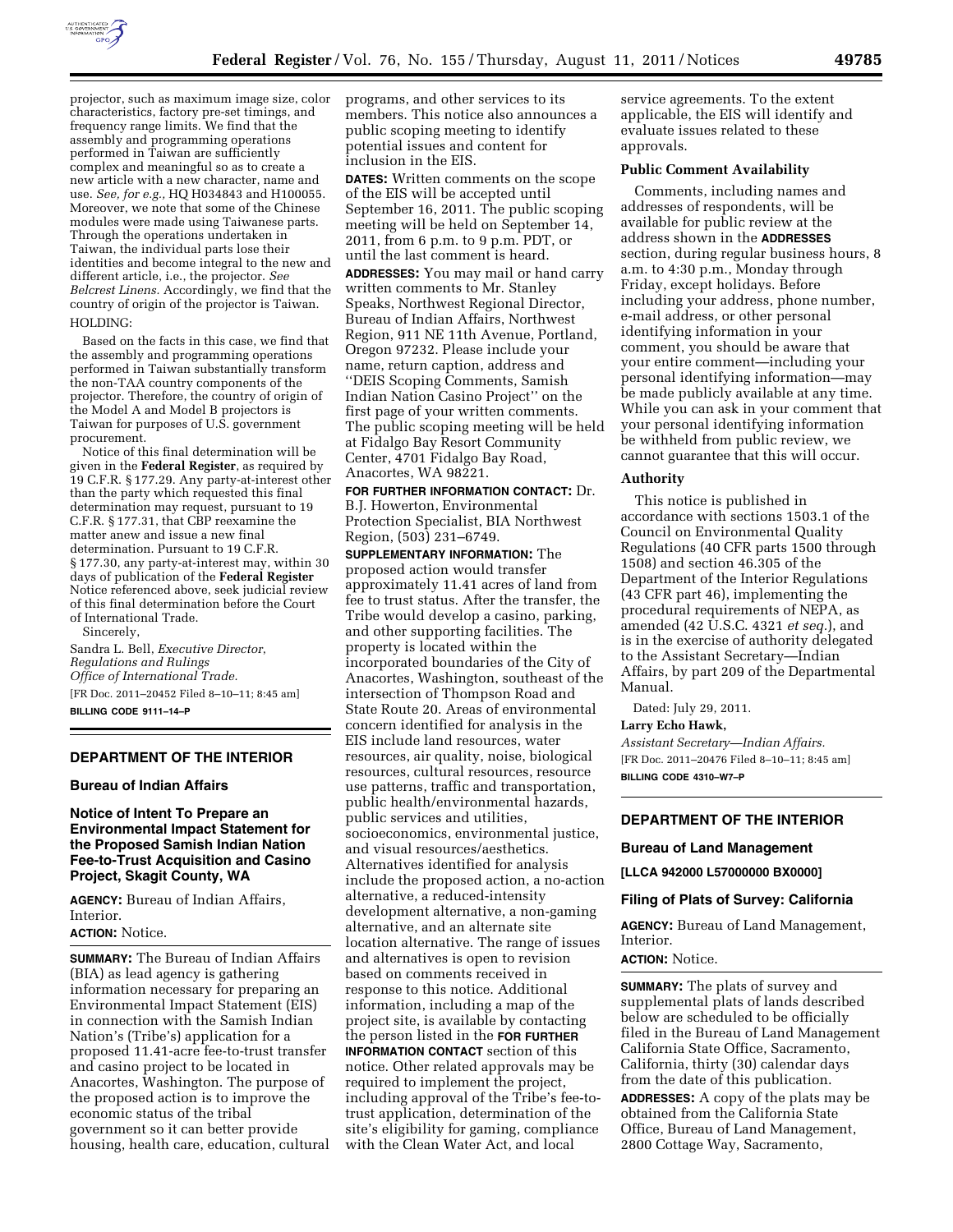projector, such as maximum image size, color characteristics, factory pre-set timings, and frequency range limits. We find that the assembly and programming operations performed in Taiwan are sufficiently complex and meaningful so as to create a new article with a new character, name and use. *See, for e.g.,* HQ H034843 and H100055. Moreover, we note that some of the Chinese modules were made using Taiwanese parts. Through the operations undertaken in Taiwan, the individual parts lose their identities and become integral to the new and different article, i.e., the projector. *See Belcrest Linens.* Accordingly, we find that the country of origin of the projector is Taiwan.

HOLDING:

Based on the facts in this case, we find that the assembly and programming operations performed in Taiwan substantially transform the non-TAA country components of the projector. Therefore, the country of origin of the Model A and Model B projectors is Taiwan for purposes of U.S. government procurement.

Notice of this final determination will be given in the **Federal Register**, as required by 19 C.F.R. § 177.29. Any party-at-interest other than the party which requested this final determination may request, pursuant to 19 C.F.R. § 177.31, that CBP reexamine the matter anew and issue a new final determination. Pursuant to 19 C.F.R. § 177.30, any party-at-interest may, within 30 days of publication of the **Federal Register** Notice referenced above, seek judicial review of this final determination before the Court of International Trade.

Sincerely,

Sandra L. Bell, *Executive Director, Regulations and Rulings Office of International Trade.*

[FR Doc. 2011–20452 Filed 8–10–11; 8:45 am]

**BILLING CODE 9111–14–P**

## DEPARTMENT OF THE INTERIOR

### Bureau of Indian Affairs

### Notice of Intent To Prepare an Environmental Impact Statement for the Proposed Samish Indian Nation Fee-to-Trust Acquisition and Casino Project, Skagit County, WA

**AGENCY:** Bureau of Indian Affairs, Interior.

**ACTION:** Notice.

**SUMMARY:** The Bureau of Indian Affairs (BIA) as lead agency is gathering information necessary for preparing an Environmental Impact Statement (EIS) in connection with the Samish Indian Nation's (Tribe's) application for a proposed 11.41-acre fee-to-trust transfer and casino project to be located in Anacortes, Washington. The purpose of the proposed action is to improve the economic status of the tribal government so it can better provide housing, health care, education, cultural programs, and other services to its members. This notice also announces a public scoping meeting to identify potential issues and content for inclusion in the EIS.

**DATES:** Written comments on the scope of the EIS will be accepted until September 16, 2011. The public scoping meeting will be held on September 14, 2011, from 6 p.m. to 9 p.m. PDT, or until the last comment is heard.

**ADDRESSES:** You may mail or hand carry written comments to Mr. Stanley Speaks, Northwest Regional Director, Bureau of Indian Affairs, Northwest Region, 911 NE 11th Avenue, Portland, Oregon 97232. Please include your name, return caption, address and "DEIS Scoping Comments, Samish Indian Nation Casino Project" on the first page of your written comments. The public scoping meeting will be held at Fidalgo Bay Resort Community Center, 4701 Fidalgo Bay Road, Anacortes, WA 98221.

**FOR FURTHER INFORMATION CONTACT:** Dr. B.J. Howerton, Environmental Protection Specialist, BIA Northwest Region, (503) 231–6749.

**SUPPLEMENTARY INFORMATION:** The proposed action would transfer approximately 11.41 acres of land from fee to trust status. After the transfer, the Tribe would develop a casino, parking, and other supporting facilities. The property is located within the incorporated boundaries of the City of Anacortes, Washington, southeast of the intersection of Thompson Road and State Route 20. Areas of environmental concern identified for analysis in the EIS include land resources, water resources, air quality, noise, biological resources, cultural resources, resource use patterns, traffic and transportation, public health/environmental hazards, public services and utilities, socioeconomics, environmental justice, and visual resources/aesthetics. Alternatives identified for analysis include the proposed action, a no-action alternative, a reduced-intensity development alternative, a non-gaming alternative, and an alternate site location alternative. The range of issues and alternatives is open to revision based on comments received in response to this notice. Additional information, including a map of the project site, is available by contacting the person listed in the **FOR FURTHER INFORMATION CONTACT** section of this notice. Other related approvals may be required to implement the project, including approval of the Tribe's fee-to-trust application, determination of the site's eligibility for gaming, compliance with the Clean Water Act, and local service agreements. To the extent applicable, the EIS will identify and evaluate issues related to these approvals.

#### Public Comment Availability

Comments, including names and addresses of respondents, will be available for public review at the address shown in the **ADDRESSES** section, during regular business hours, 8 a.m. to 4:30 p.m., Monday through Friday, except holidays. Before including your address, phone number, e-mail address, or other personal identifying information in your comment, you should be aware that your entire comment—including your personal identifying information—may be made publicly available at any time. While you can ask in your comment that your personal identifying information be withheld from public review, we cannot guarantee that this will occur.

#### Authority

This notice is published in accordance with sections 1503.1 of the Council on Environmental Quality Regulations (40 CFR parts 1500 through 1508) and section 46.305 of the Department of the Interior Regulations (43 CFR part 46), implementing the procedural requirements of NEPA, as amended (42 U.S.C. 4321 *et seq.*), and is in the exercise of authority delegated to the Assistant Secretary—Indian Affairs, by part 209 of the Departmental Manual.

Dated: July 29, 2011.

**Larry Echo Hawk,**

*Assistant Secretary—Indian Affairs.*

[FR Doc. 2011–20476 Filed 8–10–11; 8:45 am]

**BILLING CODE 4310–W7–P**

## DEPARTMENT OF THE INTERIOR

### Bureau of Land Management

**[LLCA 942000 L57000000 BX0000]**

### Filing of Plats of Survey: California

**AGENCY:** Bureau of Land Management, Interior.

**ACTION:** Notice.

**SUMMARY:** The plats of survey and supplemental plats of lands described below are scheduled to be officially filed in the Bureau of Land Management California State Office, Sacramento, California, thirty (30) calendar days from the date of this publication.

**ADDRESSES:** A copy of the plats may be obtained from the California State Office, Bureau of Land Management, 2800 Cottage Way, Sacramento,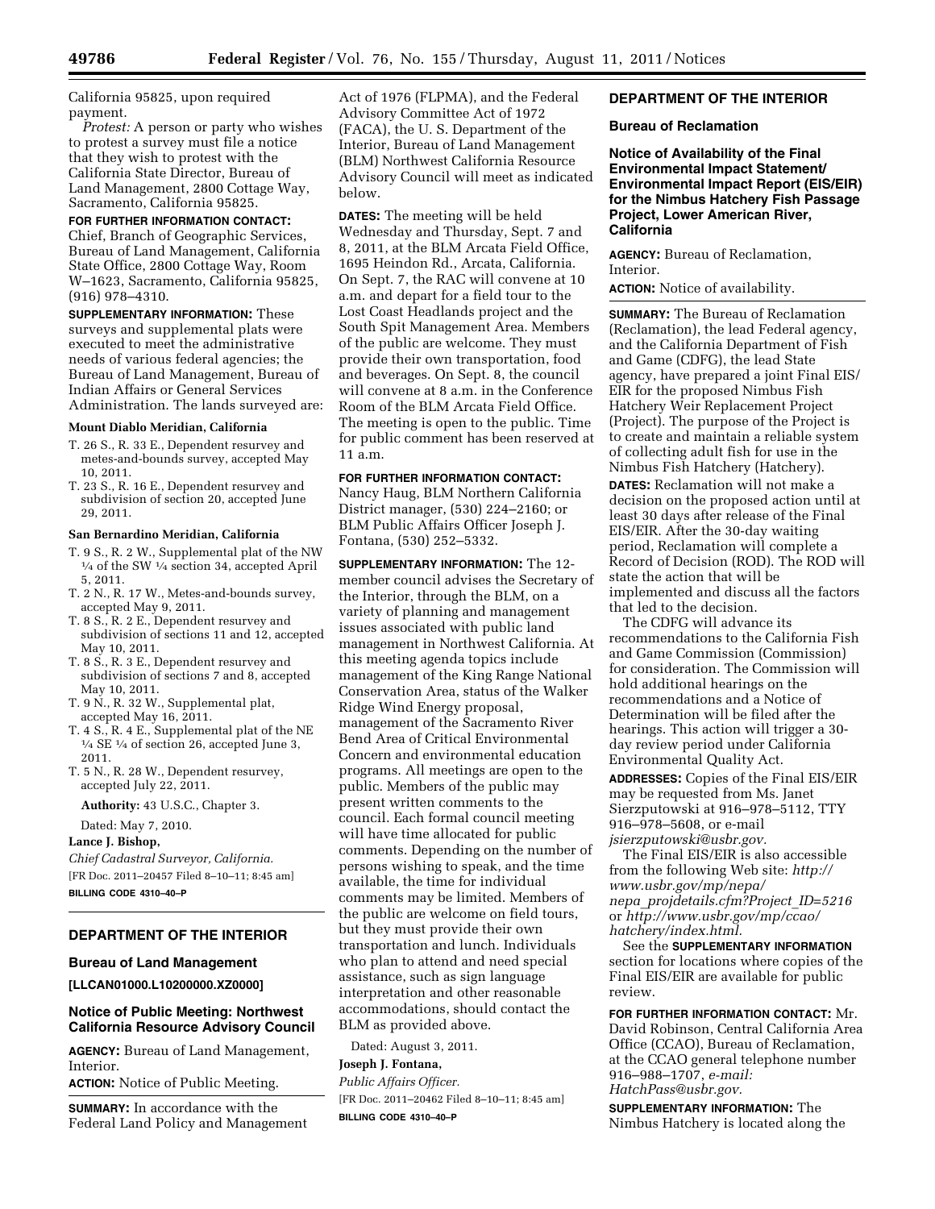California 95825, upon required payment.

*Protest:* A person or party who wishes to protest a survey must file a notice that they wish to protest with the California State Director, Bureau of Land Management, 2800 Cottage Way, Sacramento, California 95825.

**FOR FURTHER INFORMATION CONTACT:** Chief, Branch of Geographic Services, Bureau of Land Management, California State Office, 2800 Cottage Way, Room W–1623, Sacramento, California 95825, (916) 978–4310.

**SUPPLEMENTARY INFORMATION:** These surveys and supplemental plats were executed to meet the administrative needs of various federal agencies; the Bureau of Land Management, Bureau of Indian Affairs or General Services Administration. The lands surveyed are:

**Mount Diablo Meridian, California**

- T. 26 S., R. 33 E., Dependent resurvey and metes-and-bounds survey, accepted May 10, 2011.
- T. 23 S., R. 16 E., Dependent resurvey and subdivision of section 20, accepted June 29, 2011.

**San Bernardino Meridian, California**

- T. 9 S., R. 2 W., Supplemental plat of the NW ¼ of the SW ¼ section 34, accepted April 5, 2011.
- T. 2 N., R. 17 W., Metes-and-bounds survey, accepted May 9, 2011.
- T. 8 S., R. 2 E., Dependent resurvey and subdivision of sections 11 and 12, accepted May 10, 2011.
- T. 8 S., R. 3 E., Dependent resurvey and subdivision of sections 7 and 8, accepted May 10, 2011.
- T. 9 N., R. 32 W., Supplemental plat, accepted May 16, 2011.
- T. 4 S., R. 4 E., Supplemental plat of the NE ¼ SE ¼ of section 26, accepted June 3, 2011.
- T. 5 N., R. 28 W., Dependent resurvey, accepted July 22, 2011.

**Authority:** 43 U.S.C., Chapter 3.

Dated: May 7, 2010.

**Lance J. Bishop,**

*Chief Cadastral Surveyor, California.*

[FR Doc. 2011–20457 Filed 8–10–11; 8:45 am]

**BILLING CODE 4310–40–P**

## DEPARTMENT OF THE INTERIOR

### Bureau of Land Management

**[LLCAN01000.L10200000.XZ0000]**

### Notice of Public Meeting: Northwest California Resource Advisory Council

**AGENCY:** Bureau of Land Management, Interior.

**ACTION:** Notice of Public Meeting.

**SUMMARY:** In accordance with the Federal Land Policy and Management Act of 1976 (FLPMA), and the Federal Advisory Committee Act of 1972 (FACA), the U. S. Department of the Interior, Bureau of Land Management (BLM) Northwest California Resource Advisory Council will meet as indicated below.

**DATES:** The meeting will be held Wednesday and Thursday, Sept. 7 and 8, 2011, at the BLM Arcata Field Office, 1695 Heindon Rd., Arcata, California. On Sept. 7, the RAC will convene at 10 a.m. and depart for a field tour to the Lost Coast Headlands project and the South Spit Management Area. Members of the public are welcome. They must provide their own transportation, food and beverages. On Sept. 8, the council will convene at 8 a.m. in the Conference Room of the BLM Arcata Field Office. The meeting is open to the public. Time for public comment has been reserved at 11 a.m.

**FOR FURTHER INFORMATION CONTACT:** Nancy Haug, BLM Northern California District manager, (530) 224–2160; or BLM Public Affairs Officer Joseph J. Fontana, (530) 252–5332.

**SUPPLEMENTARY INFORMATION:** The 12-member council advises the Secretary of the Interior, through the BLM, on a variety of planning and management issues associated with public land management in Northwest California. At this meeting agenda topics include management of the King Range National Conservation Area, status of the Walker Ridge Wind Energy proposal, management of the Sacramento River Bend Area of Critical Environmental Concern and environmental education programs. All meetings are open to the public. Members of the public may present written comments to the council. Each formal council meeting will have time allocated for public comments. Depending on the number of persons wishing to speak, and the time available, the time for individual comments may be limited. Members of the public are welcome on field tours, but they must provide their own transportation and lunch. Individuals who plan to attend and need special assistance, such as sign language interpretation and other reasonable accommodations, should contact the BLM as provided above.

Dated: August 3, 2011.

**Joseph J. Fontana,**

*Public Affairs Officer.*

[FR Doc. 2011–20462 Filed 8–10–11; 8:45 am]

**BILLING CODE 4310–40–P**

## DEPARTMENT OF THE INTERIOR

### Bureau of Reclamation

### Notice of Availability of the Final Environmental Impact Statement/Environmental Impact Report (EIS/EIR) for the Nimbus Hatchery Fish Passage Project, Lower American River, California

**AGENCY:** Bureau of Reclamation, Interior.

**ACTION:** Notice of availability.

**SUMMARY:** The Bureau of Reclamation (Reclamation), the lead Federal agency, and the California Department of Fish and Game (CDFG), the lead State agency, have prepared a joint Final EIS/EIR for the proposed Nimbus Fish Hatchery Weir Replacement Project (Project). The purpose of the Project is to create and maintain a reliable system of collecting adult fish for use in the Nimbus Fish Hatchery (Hatchery).

**DATES:** Reclamation will not make a decision on the proposed action until at least 30 days after release of the Final EIS/EIR. After the 30-day waiting period, Reclamation will complete a Record of Decision (ROD). The ROD will state the action that will be implemented and discuss all the factors that led to the decision.

The CDFG will advance its recommendations to the California Fish and Game Commission (Commission) for consideration. The Commission will hold additional hearings on the recommendations and a Notice of Determination will be filed after the hearings. This action will trigger a 30-day review period under California Environmental Quality Act.

**ADDRESSES:** Copies of the Final EIS/EIR may be requested from Ms. Janet Sierzputowski at 916–978–5112, TTY 916–978–5608, or e-mail *jsierzputowski@usbr.gov.*

The Final EIS/EIR is also accessible from the following Web site: *http://www.usbr.gov/mp/nepa/nepa_projdetails.cfm?Project_ID=5216* or *http://www.usbr.gov/mp/ccao/hatchery/index.html.*

See the **SUPPLEMENTARY INFORMATION** section for locations where copies of the Final EIS/EIR are available for public review.

**FOR FURTHER INFORMATION CONTACT:** Mr. David Robinson, Central California Area Office (CCAO), Bureau of Reclamation, at the CCAO general telephone number 916–988–1707, *e-mail: HatchPass@usbr.gov.*

**SUPPLEMENTARY INFORMATION:** The Nimbus Hatchery is located along the